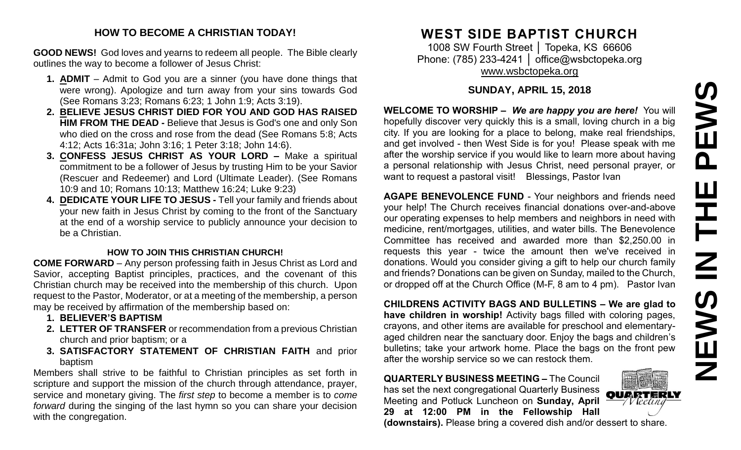## HOW TO BECOME A CHRISTIAN TODAY!

**GOOD NEWS!** God loves and yearns to redeem all people. The Bible clearly outlines the way to become a follower of Jesus Christ:

1. **ADMIT** – Admit to God you are a sinner (you have done things that were wrong). Apologize and turn away from your sins towards God (See Romans 3:23; Romans 6:23; 1 John 1:9; Acts 3:19).
2. **BELIEVE JESUS CHRIST DIED FOR YOU AND GOD HAS RAISED HIM FROM THE DEAD -** Believe that Jesus is God's one and only Son who died on the cross and rose from the dead (See Romans 5:8; Acts 4:12; Acts 16:31a; John 3:16; 1 Peter 3:18; John 14:6).
3. **CONFESS JESUS CHRIST AS YOUR LORD –** Make a spiritual commitment to be a follower of Jesus by trusting Him to be your Savior (Rescuer and Redeemer) and Lord (Ultimate Leader). (See Romans 10:9 and 10; Romans 10:13; Matthew 16:24; Luke 9:23)
4. **DEDICATE YOUR LIFE TO JESUS -** Tell your family and friends about your new faith in Jesus Christ by coming to the front of the Sanctuary at the end of a worship service to publicly announce your decision to be a Christian.

### HOW TO JOIN THIS CHRISTIAN CHURCH!

**COME FORWARD** – Any person professing faith in Jesus Christ as Lord and Savior, accepting Baptist principles, practices, and the covenant of this Christian church may be received into the membership of this church. Upon request to the Pastor, Moderator, or at a meeting of the membership, a person may be received by affirmation of the membership based on:

1. **BELIEVER'S BAPTISM**
2. **LETTER OF TRANSFER** or recommendation from a previous Christian church and prior baptism; or a
3. **SATISFACTORY STATEMENT OF CHRISTIAN FAITH** and prior baptism

Members shall strive to be faithful to Christian principles as set forth in scripture and support the mission of the church through attendance, prayer, service and monetary giving. The *first step* to become a member is to *come forward* during the singing of the last hymn so you can share your decision with the congregation.

# WEST SIDE BAPTIST CHURCH

1008 SW Fourth Street │ Topeka, KS 66606
Phone: (785) 233-4241 │ office@wsbctopeka.org
www.wsbctopeka.org

## SUNDAY, APRIL 15, 2018

# NEWS IN THE PEWS

**WELCOME TO WORSHIP –** ***We are happy you are here!*** You will hopefully discover very quickly this is a small, loving church in a big city. If you are looking for a place to belong, make real friendships, and get involved - then West Side is for you! Please speak with me after the worship service if you would like to learn more about having a personal relationship with Jesus Christ, need personal prayer, or want to request a pastoral visit! Blessings, Pastor Ivan

**AGAPE BENEVOLENCE FUND** - Your neighbors and friends need your help! The Church receives financial donations over-and-above our operating expenses to help members and neighbors in need with medicine, rent/mortgages, utilities, and water bills. The Benevolence Committee has received and awarded more than $2,250.00 in requests this year - twice the amount then we've received in donations. Would you consider giving a gift to help our church family and friends? Donations can be given on Sunday, mailed to the Church, or dropped off at the Church Office (M-F, 8 am to 4 pm). Pastor Ivan

**CHILDRENS ACTIVITY BAGS AND BULLETINS – We are glad to have children in worship!** Activity bags filled with coloring pages, crayons, and other items are available for preschool and elementary-aged children near the sanctuary door. Enjoy the bags and children's bulletins; take your artwork home. Place the bags on the front pew after the worship service so we can restock them.

**QUARTERLY BUSINESS MEETING –** The Council has set the next congregational Quarterly Business Meeting and Potluck Luncheon on **Sunday, April 29 at 12:00 PM in the Fellowship Hall (downstairs).** Please bring a covered dish and/or dessert to share.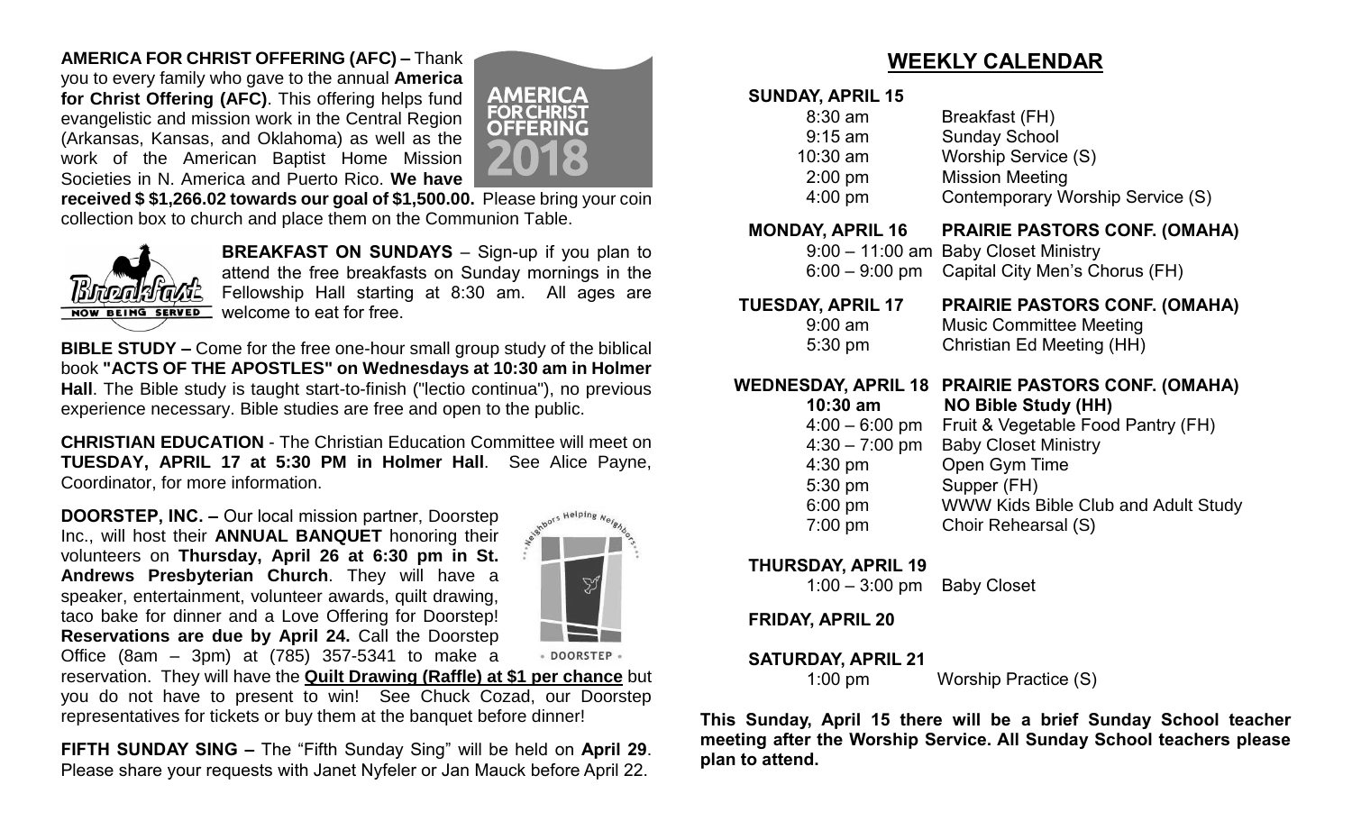**AMERICA FOR CHRIST OFFERING (AFC) –** Thank you to every family who gave to the annual **America for Christ Offering (AFC)**. This offering helps fund evangelistic and mission work in the Central Region (Arkansas, Kansas, and Oklahoma) as well as the work of the American Baptist Home Mission Societies in N. America and Puerto Rico. **We have received $ $1,266.02 towards our goal of $1,500.00.** Please bring your coin collection box to church and place them on the Communion Table.

**BREAKFAST ON SUNDAYS** – Sign-up if you plan to attend the free breakfasts on Sunday mornings in the Fellowship Hall starting at 8:30 am. All ages are welcome to eat for free.

**BIBLE STUDY –** Come for the free one-hour small group study of the biblical book **"ACTS OF THE APOSTLES" on Wednesdays at 10:30 am in Holmer Hall**. The Bible study is taught start-to-finish ("lectio continua"), no previous experience necessary. Bible studies are free and open to the public.

**CHRISTIAN EDUCATION** - The Christian Education Committee will meet on **TUESDAY, APRIL 17 at 5:30 PM in Holmer Hall**. See Alice Payne, Coordinator, for more information.

**DOORSTEP, INC. –** Our local mission partner, Doorstep Inc., will host their **ANNUAL BANQUET** honoring their volunteers on **Thursday, April 26 at 6:30 pm in St. Andrews Presbyterian Church**. They will have a speaker, entertainment, volunteer awards, quilt drawing, taco bake for dinner and a Love Offering for Doorstep! **Reservations are due by April 24.** Call the Doorstep Office (8am – 3pm) at (785) 357-5341 to make a reservation. They will have the **Quilt Drawing (Raffle) at $1 per chance** but you do not have to present to win! See Chuck Cozad, our Doorstep representatives for tickets or buy them at the banquet before dinner!

**FIFTH SUNDAY SING –** The "Fifth Sunday Sing" will be held on **April 29**. Please share your requests with Janet Nyfeler or Jan Mauck before April 22.

## WEEKLY CALENDAR

**SUNDAY, APRIL 15**

- 8:30 am — Breakfast (FH)
- 9:15 am — Sunday School
- 10:30 am — Worship Service (S)
- 2:00 pm — Mission Meeting
- 4:00 pm — Contemporary Worship Service (S)

**MONDAY, APRIL 16 — PRAIRIE PASTORS CONF. (OMAHA)**

- 9:00 – 11:00 am — Baby Closet Ministry
- 6:00 – 9:00 pm — Capital City Men's Chorus (FH)

**TUESDAY, APRIL 17 — PRAIRIE PASTORS CONF. (OMAHA)**

- 9:00 am — Music Committee Meeting
- 5:30 pm — Christian Ed Meeting (HH)

**WEDNESDAY, APRIL 18 — PRAIRIE PASTORS CONF. (OMAHA)**

- **10:30 am — NO Bible Study (HH)**
- 4:00 – 6:00 pm — Fruit & Vegetable Food Pantry (FH)
- 4:30 – 7:00 pm — Baby Closet Ministry
- 4:30 pm — Open Gym Time
- 5:30 pm — Supper (FH)
- 6:00 pm — WWW Kids Bible Club and Adult Study
- 7:00 pm — Choir Rehearsal (S)

**THURSDAY, APRIL 19**

- 1:00 – 3:00 pm — Baby Closet

**FRIDAY, APRIL 20**

**SATURDAY, APRIL 21**

- 1:00 pm — Worship Practice (S)

**This Sunday, April 15 there will be a brief Sunday School teacher meeting after the Worship Service. All Sunday School teachers please plan to attend.**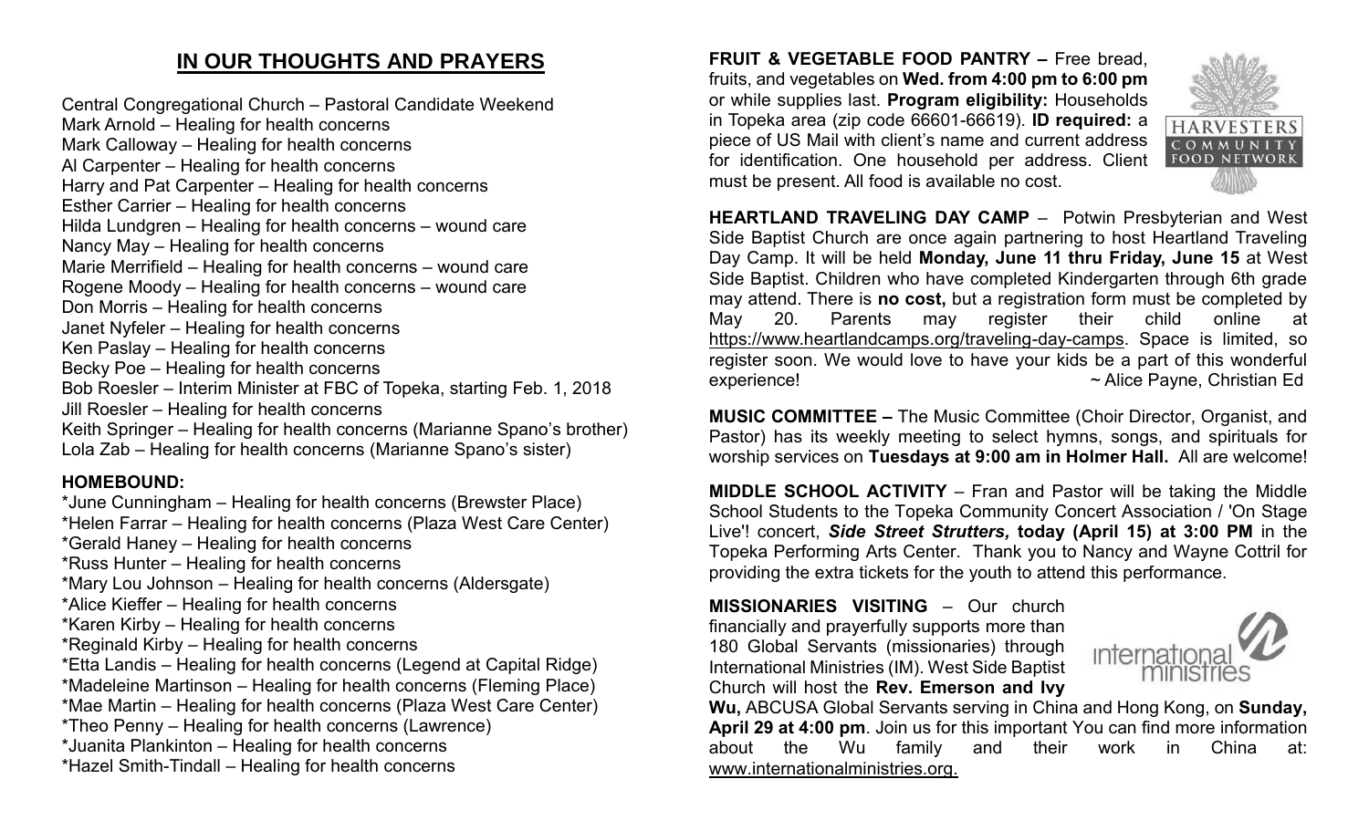## IN OUR THOUGHTS AND PRAYERS

Central Congregational Church – Pastoral Candidate Weekend
Mark Arnold – Healing for health concerns
Mark Calloway – Healing for health concerns
Al Carpenter – Healing for health concerns
Harry and Pat Carpenter – Healing for health concerns
Esther Carrier – Healing for health concerns
Hilda Lundgren – Healing for health concerns – wound care
Nancy May – Healing for health concerns
Marie Merrifield – Healing for health concerns – wound care
Rogene Moody – Healing for health concerns – wound care
Don Morris – Healing for health concerns
Janet Nyfeler – Healing for health concerns
Ken Paslay – Healing for health concerns
Becky Poe – Healing for health concerns
Bob Roesler – Interim Minister at FBC of Topeka, starting Feb. 1, 2018
Jill Roesler – Healing for health concerns
Keith Springer – Healing for health concerns (Marianne Spano's brother)
Lola Zab – Healing for health concerns (Marianne Spano's sister)

**HOMEBOUND:**

*June Cunningham – Healing for health concerns (Brewster Place)
*Helen Farrar – Healing for health concerns (Plaza West Care Center)
*Gerald Haney – Healing for health concerns
*Russ Hunter – Healing for health concerns
*Mary Lou Johnson – Healing for health concerns (Aldersgate)
*Alice Kieffer – Healing for health concerns
*Karen Kirby – Healing for health concerns
*Reginald Kirby – Healing for health concerns
*Etta Landis – Healing for health concerns (Legend at Capital Ridge)
*Madeleine Martinson – Healing for health concerns (Fleming Place)
*Mae Martin – Healing for health concerns (Plaza West Care Center)
*Theo Penny – Healing for health concerns (Lawrence)
*Juanita Plankinton – Healing for health concerns
*Hazel Smith-Tindall – Healing for health concerns

**FRUIT & VEGETABLE FOOD PANTRY –** Free bread, fruits, and vegetables on **Wed. from 4:00 pm to 6:00 pm** or while supplies last. **Program eligibility:** Households in Topeka area (zip code 66601-66619). **ID required:** a piece of US Mail with client's name and current address for identification. One household per address. Client must be present. All food is available no cost.

HARVESTERS COMMUNITY FOOD NETWORK

**HEARTLAND TRAVELING DAY CAMP** – Potwin Presbyterian and West Side Baptist Church are once again partnering to host Heartland Traveling Day Camp. It will be held **Monday, June 11 thru Friday, June 15** at West Side Baptist. Children who have completed Kindergarten through 6th grade may attend. There is **no cost,** but a registration form must be completed by May 20. Parents may register their child online at https://www.heartlandcamps.org/traveling-day-camps. Space is limited, so register soon. We would love to have your kids be a part of this wonderful experience! ~ Alice Payne, Christian Ed

**MUSIC COMMITTEE –** The Music Committee (Choir Director, Organist, and Pastor) has its weekly meeting to select hymns, songs, and spirituals for worship services on **Tuesdays at 9:00 am in Holmer Hall.** All are welcome!

**MIDDLE SCHOOL ACTIVITY** – Fran and Pastor will be taking the Middle School Students to the Topeka Community Concert Association / 'On Stage Live'! concert, ***Side Street Strutters,*** **today (April 15) at 3:00 PM** in the Topeka Performing Arts Center. Thank you to Nancy and Wayne Cottril for providing the extra tickets for the youth to attend this performance.

**MISSIONARIES VISITING** – Our church financially and prayerfully supports more than 180 Global Servants (missionaries) through International Ministries (IM). West Side Baptist Church will host the **Rev. Emerson and Ivy Wu,** ABCUSA Global Servants serving in China and Hong Kong, on **Sunday, April 29 at 4:00 pm**. Join us for this important You can find more information about the Wu family and their work in China at: www.internationalministries.org.

international ministries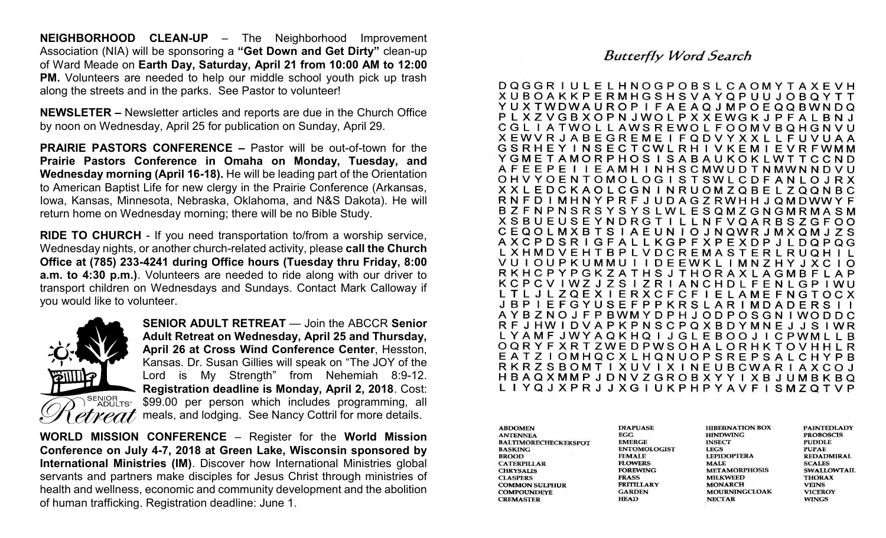**NEIGHBORHOOD CLEAN-UP** – The Neighborhood Improvement Association (NIA) will be sponsoring a **"Get Down and Get Dirty"** clean-up of Ward Meade on **Earth Day, Saturday, April 21 from 10:00 AM to 12:00 PM.** Volunteers are needed to help our middle school youth pick up trash along the streets and in the parks. See Pastor to volunteer!

**NEWSLETER –** Newsletter articles and reports are due in the Church Office by noon on Wednesday, April 25 for publication on Sunday, April 29.

**PRAIRIE PASTORS CONFERENCE –** Pastor will be out-of-town for the **Prairie Pastors Conference in Omaha on Monday, Tuesday, and Wednesday morning (April 16-18).** He will be leading part of the Orientation to American Baptist Life for new clergy in the Prairie Conference (Arkansas, Iowa, Kansas, Minnesota, Nebraska, Oklahoma, and N&S Dakota). He will return home on Wednesday morning; there will be no Bible Study.

**RIDE TO CHURCH** - If you need transportation to/from a worship service, Wednesday nights, or another church-related activity, please **call the Church Office at (785) 233-4241 during Office hours (Tuesday thru Friday, 8:00 a.m. to 4:30 p.m.)**. Volunteers are needed to ride along with our driver to transport children on Wednesdays and Sundays. Contact Mark Calloway if you would like to volunteer.

**SENIOR ADULT RETREAT** — Join the ABCCR **Senior Adult Retreat on Wednesday, April 25 and Thursday, April 26 at Cross Wind Conference Center**, Hesston, Kansas. Dr. Susan Gillies will speak on "The JOY of the Lord is My Strength" from Nehemiah 8:9-12. **Registration deadline is Monday, April 2, 2018**. Cost: $99.00 per person which includes programming, all meals, and lodging. See Nancy Cottril for more details.

**WORLD MISSION CONFERENCE** – Register for the **World Mission Conference on July 4-7, 2018 at Green Lake, Wisconsin sponsored by International Ministries (IM)**. Discover how International Ministries global servants and partners make disciples for Jesus Christ through ministries of health and wellness, economic and community development and the abolition of human trafficking. Registration deadline: June 1.

## *Butterfly Word Search*

```
D Q G G R I U L E L H N O G P O B S L C A O M Y T A X E V H
X U B O A K K P E R M H G S H S V A Y Q P U U J O B Q Y T T
Y U X T W D W A U R O P I F A E A Q J M P O E Q Q B W N D Q
P L X Z V G B X O P N J W O L P X X E W G K J P F A L B N J
C G L I A T W O L L A W S R E W O L F O O M V B Q H G N V U
X E W V R J A B E G R E M E I F Q D V Y X X L L F U V U A A
G S R H E Y I N S E C T C W L R H I V K E M I E V R F W M M
Y G M E T A M O R P H O S I S A B A U K O K L W T T C C N D
A F E E P E I I E A M H I N H S C M W U D T N M W N N D V U
O H V Y O E N T O M O L O G I S T S W L C D F A N L O J R X
X X L E D C K A O L C G N I N R U O M Z Q B E L Z Q Q N B C
R N F D I M H N Y P R F J U D A G Z R W H H J Q M D W W Y F
B Z F N P N S R S Y S Y S L W L E S Q M Z G N G M R M A S M
X S B U E U S E Y N D R G T I L L N F V Q A R B S Z G F O O
C E Q O L M X B T S I A E U N I O J N Q W R J M X Q M J Z S
A X C P D S R I G F A L L K G P F X P E X D P J L D Q P Q G
L X H M D V E H T B P L V D C R E M A S T E R L R U Q H I L
V U I O U P K U M M U I I D E E W K L I M N Z H Y J X C I O
R K H C P Y P G K Z A T H S J T H O R A X L A G M B F L A P
K C P C V I W Z J Z S I Z R I A N C H D L F E N L G P I W U
L T L J L Z Q E X I E R X C F C F I E L A M E F N G T O C X
J B P I E F G Y U S E F P P K R S L A R I M D A D E R S I I
A Y B Z N O J F P B W M Y D P H J O D P O S G N I W O D D C
R F J H W I D V A P K P N S C P Q X B D Y M N E J J S I W R
L Y A M F J W Y A Q K H Q I J G L E B O O J I C P W M L L B
O Q R Y F X R T Z W E D P W S O H A L O R H K T O V H H L R
E A T Z I O M H Q C X L H Q N U O P S R E P S A L C H Y P B
R K R Z S B O M T I X U V I X I N E U B C W A R I A X C O J
H B A Q X M M P J D N V Z G R O B X Y Y I X B J U M B K B Q
L I Y Q J X P R J J X G I U K P H P Y A V F I S M Z Q T V P
```

| | | | |
|---|---|---|---|
| ABDOMEN | DIAPUASE | HIBERNATION BOX | PAINTEDLADY |
| ANTENNEA | EGG | HINDWING | PROBOSCIS |
| BALTIMORECHECKERSPOT | EMERGE | INSECT | PUDDLE |
| BASKING | ENTOMOLOGIST | LEGS | PUPAE |
| BROOD | FEMALE | LEPIDOPTERA | REDADMIRAL |
| CATERPILLAR | FLOWERS | MALE | SCALES |
| CHRYSALIS | FOREWING | METAMORPHOSIS | SWALLOWTAIL |
| CLASPERS | FRASS | MILKWEED | THORAX |
| COMMON SULPHUR | FRITILLARY | MONARCH | VEINS |
| COMPOUNDEYE | GARDEN | MOURNINGCLOAK | VICEROY |
| CREMASTER | HEAD | NECTAR | WINGS |